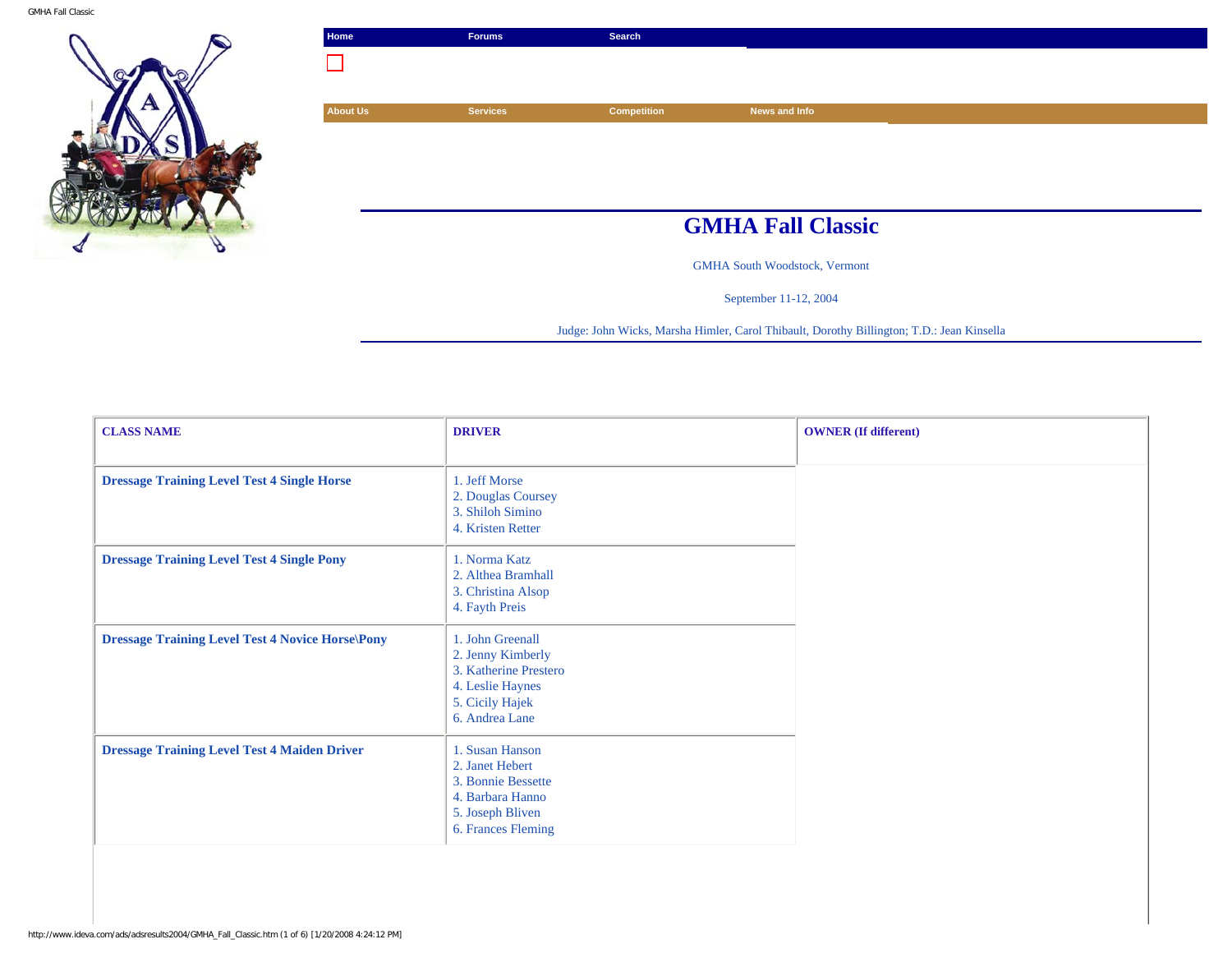Home | Forums | Search

About Us | Services | Competition | News and Info

# GMHA Fall Classic

GMHA South Woodstock, Vermont

September 11-12, 2004

Judge: John Wicks, Marsha Himler, Carol Thibault, Dorothy Billington; T.D.: Jean Kinsella

| CLASS NAME | DRIVER | OWNER (If different) |
|---|---|---|
| **Dressage Training Level Test 4 Single Horse** | 1. Jeff Morse<br>2. Douglas Coursey<br>3. Shiloh Simino<br>4. Kristen Retter | |
| **Dressage Training Level Test 4 Single Pony** | 1. Norma Katz<br>2. Althea Bramhall<br>3. Christina Alsop<br>4. Fayth Preis | |
| **Dressage Training Level Test 4 Novice Horse\Pony** | 1. John Greenall<br>2. Jenny Kimberly<br>3. Katherine Prestero<br>4. Leslie Haynes<br>5. Cicily Hajek<br>6. Andrea Lane | |
| **Dressage Training Level Test 4 Maiden Driver** | 1. Susan Hanson<br>2. Janet Hebert<br>3. Bonnie Bessette<br>4. Barbara Hanno<br>5. Joseph Bliven<br>6. Frances Fleming | |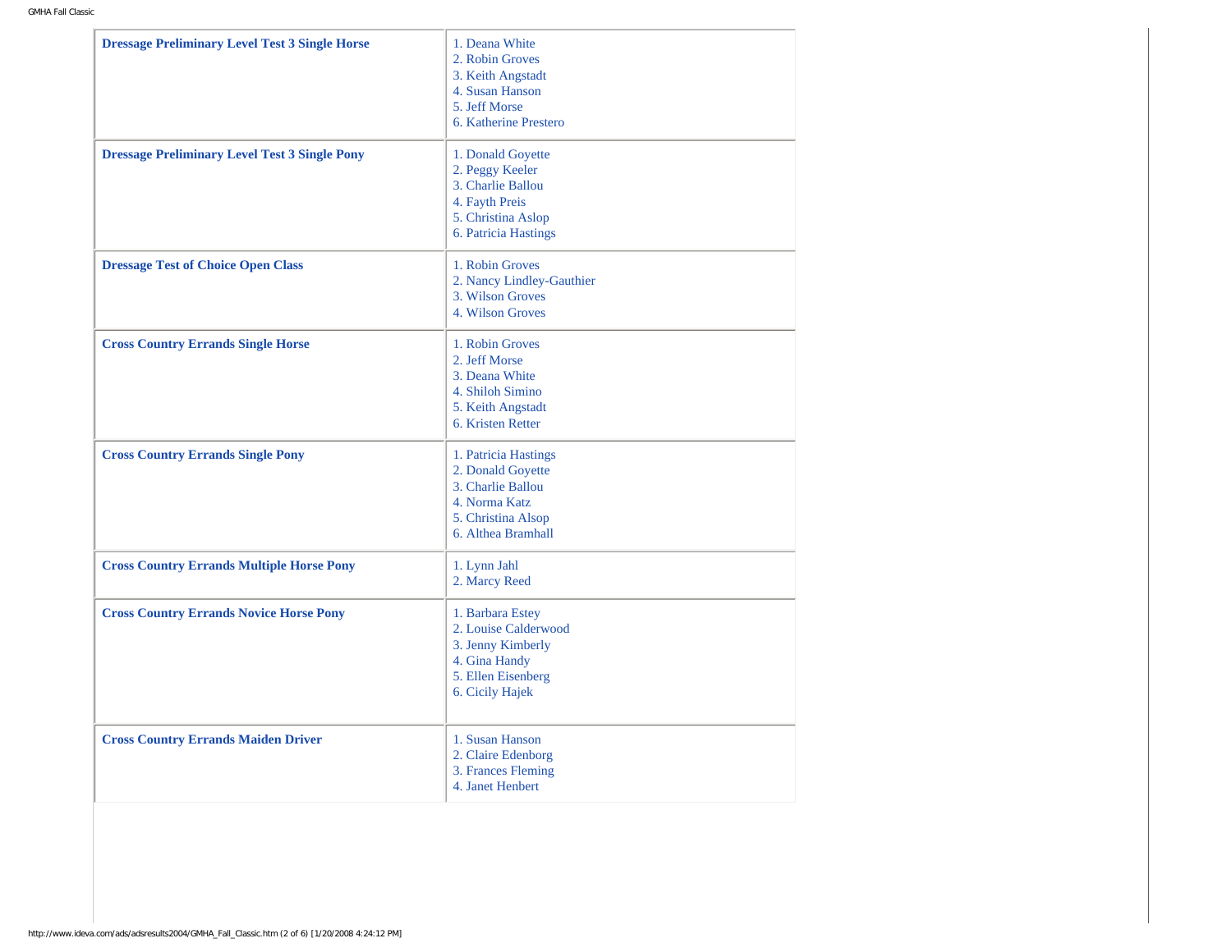| | |
|---|---|
| **Dressage Preliminary Level Test 3 Single Horse** | 1. Deana White<br>2. Robin Groves<br>3. Keith Angstadt<br>4. Susan Hanson<br>5. Jeff Morse<br>6. Katherine Prestero |
| **Dressage Preliminary Level Test 3 Single Pony** | 1. Donald Goyette<br>2. Peggy Keeler<br>3. Charlie Ballou<br>4. Fayth Preis<br>5. Christina Aslop<br>6. Patricia Hastings |
| **Dressage Test of Choice Open Class** | 1. Robin Groves<br>2. Nancy Lindley-Gauthier<br>3. Wilson Groves<br>4. Wilson Groves |
| **Cross Country Errands Single Horse** | 1. Robin Groves<br>2. Jeff Morse<br>3. Deana White<br>4. Shiloh Simino<br>5. Keith Angstadt<br>6. Kristen Retter |
| **Cross Country Errands Single Pony** | 1. Patricia Hastings<br>2. Donald Goyette<br>3. Charlie Ballou<br>4. Norma Katz<br>5. Christina Alsop<br>6. Althea Bramhall |
| **Cross Country Errands Multiple Horse Pony** | 1. Lynn Jahl<br>2. Marcy Reed |
| **Cross Country Errands Novice Horse Pony** | 1. Barbara Estey<br>2. Louise Calderwood<br>3. Jenny Kimberly<br>4. Gina Handy<br>5. Ellen Eisenberg<br>6. Cicily Hajek |
| **Cross Country Errands Maiden Driver** | 1. Susan Hanson<br>2. Claire Edenborg<br>3. Frances Fleming<br>4. Janet Henbert |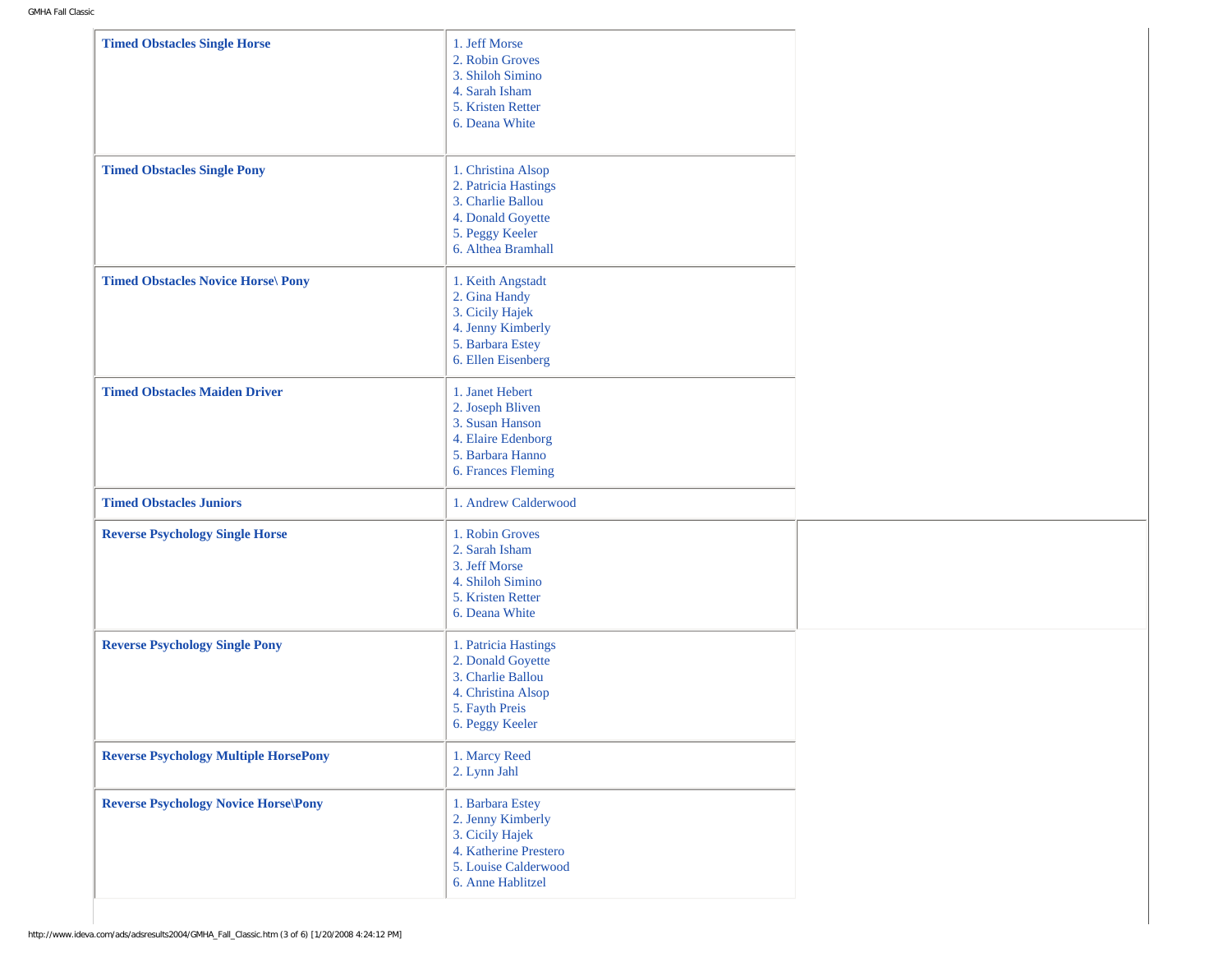| Class | Placings |
| --- | --- |
| **Timed Obstacles Single Horse** | 1. Jeff Morse<br>2. Robin Groves<br>3. Shiloh Simino<br>4. Sarah Isham<br>5. Kristen Retter<br>6. Deana White |
| **Timed Obstacles Single Pony** | 1. Christina Alsop<br>2. Patricia Hastings<br>3. Charlie Ballou<br>4. Donald Goyette<br>5. Peggy Keeler<br>6. Althea Bramhall |
| **Timed Obstacles Novice Horse\ Pony** | 1. Keith Angstadt<br>2. Gina Handy<br>3. Cicily Hajek<br>4. Jenny Kimberly<br>5. Barbara Estey<br>6. Ellen Eisenberg |
| **Timed Obstacles Maiden Driver** | 1. Janet Hebert<br>2. Joseph Bliven<br>3. Susan Hanson<br>4. Elaire Edenborg<br>5. Barbara Hanno<br>6. Frances Fleming |
| **Timed Obstacles Juniors** | 1. Andrew Calderwood |
| **Reverse Psychology Single Horse** | 1. Robin Groves<br>2. Sarah Isham<br>3. Jeff Morse<br>4. Shiloh Simino<br>5. Kristen Retter<br>6. Deana White |
| **Reverse Psychology Single Pony** | 1. Patricia Hastings<br>2. Donald Goyette<br>3. Charlie Ballou<br>4. Christina Alsop<br>5. Fayth Preis<br>6. Peggy Keeler |
| **Reverse Psychology Multiple HorsePony** | 1. Marcy Reed<br>2. Lynn Jahl |
| **Reverse Psychology Novice Horse\Pony** | 1. Barbara Estey<br>2. Jenny Kimberly<br>3. Cicily Hajek<br>4. Katherine Prestero<br>5. Louise Calderwood<br>6. Anne Hablitzel |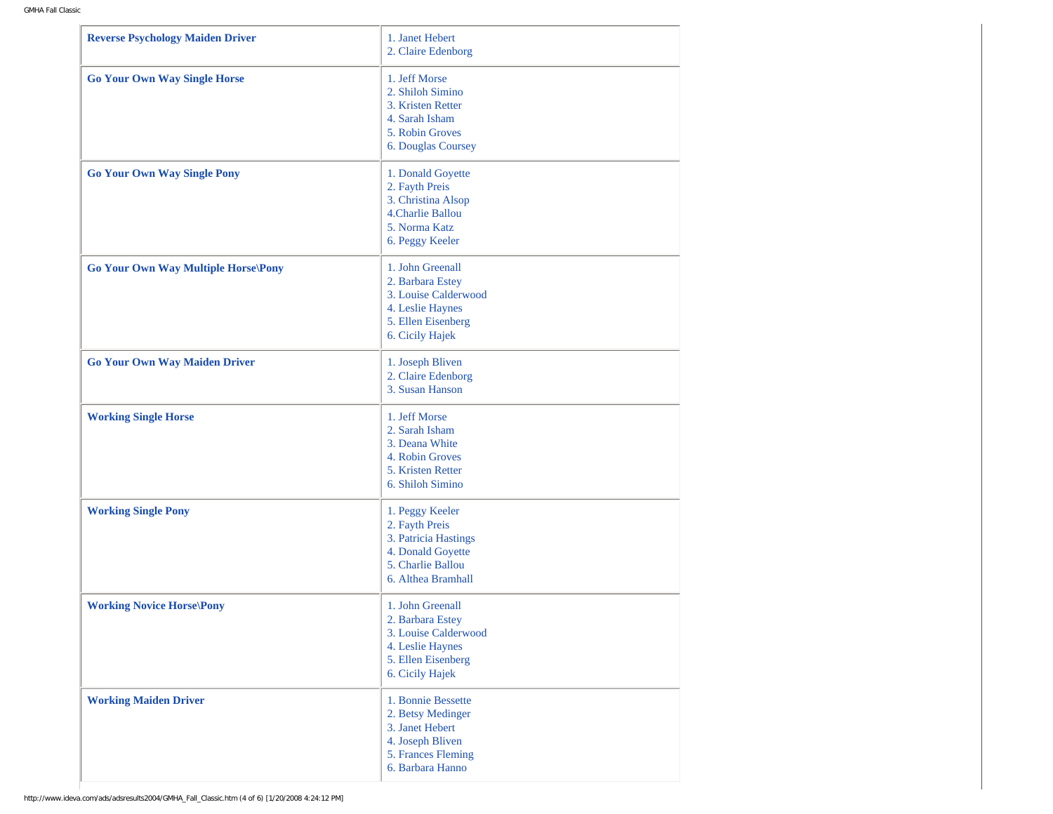| | |
|---|---|
| **Reverse Psychology Maiden Driver** | 1. Janet Hebert<br>2. Claire Edenborg |
| **Go Your Own Way Single Horse** | 1. Jeff Morse<br>2. Shiloh Simino<br>3. Kristen Retter<br>4. Sarah Isham<br>5. Robin Groves<br>6. Douglas Coursey |
| **Go Your Own Way Single Pony** | 1. Donald Goyette<br>2. Fayth Preis<br>3. Christina Alsop<br>4.Charlie Ballou<br>5. Norma Katz<br>6. Peggy Keeler |
| **Go Your Own Way Multiple Horse\Pony** | 1. John Greenall<br>2. Barbara Estey<br>3. Louise Calderwood<br>4. Leslie Haynes<br>5. Ellen Eisenberg<br>6. Cicily Hajek |
| **Go Your Own Way Maiden Driver** | 1. Joseph Bliven<br>2. Claire Edenborg<br>3. Susan Hanson |
| **Working Single Horse** | 1. Jeff Morse<br>2. Sarah Isham<br>3. Deana White<br>4. Robin Groves<br>5. Kristen Retter<br>6. Shiloh Simino |
| **Working Single Pony** | 1. Peggy Keeler<br>2. Fayth Preis<br>3. Patricia Hastings<br>4. Donald Goyette<br>5. Charlie Ballou<br>6. Althea Bramhall |
| **Working Novice Horse\Pony** | 1. John Greenall<br>2. Barbara Estey<br>3. Louise Calderwood<br>4. Leslie Haynes<br>5. Ellen Eisenberg<br>6. Cicily Hajek |
| **Working Maiden Driver** | 1. Bonnie Bessette<br>2. Betsy Medinger<br>3. Janet Hebert<br>4. Joseph Bliven<br>5. Frances Fleming<br>6. Barbara Hanno |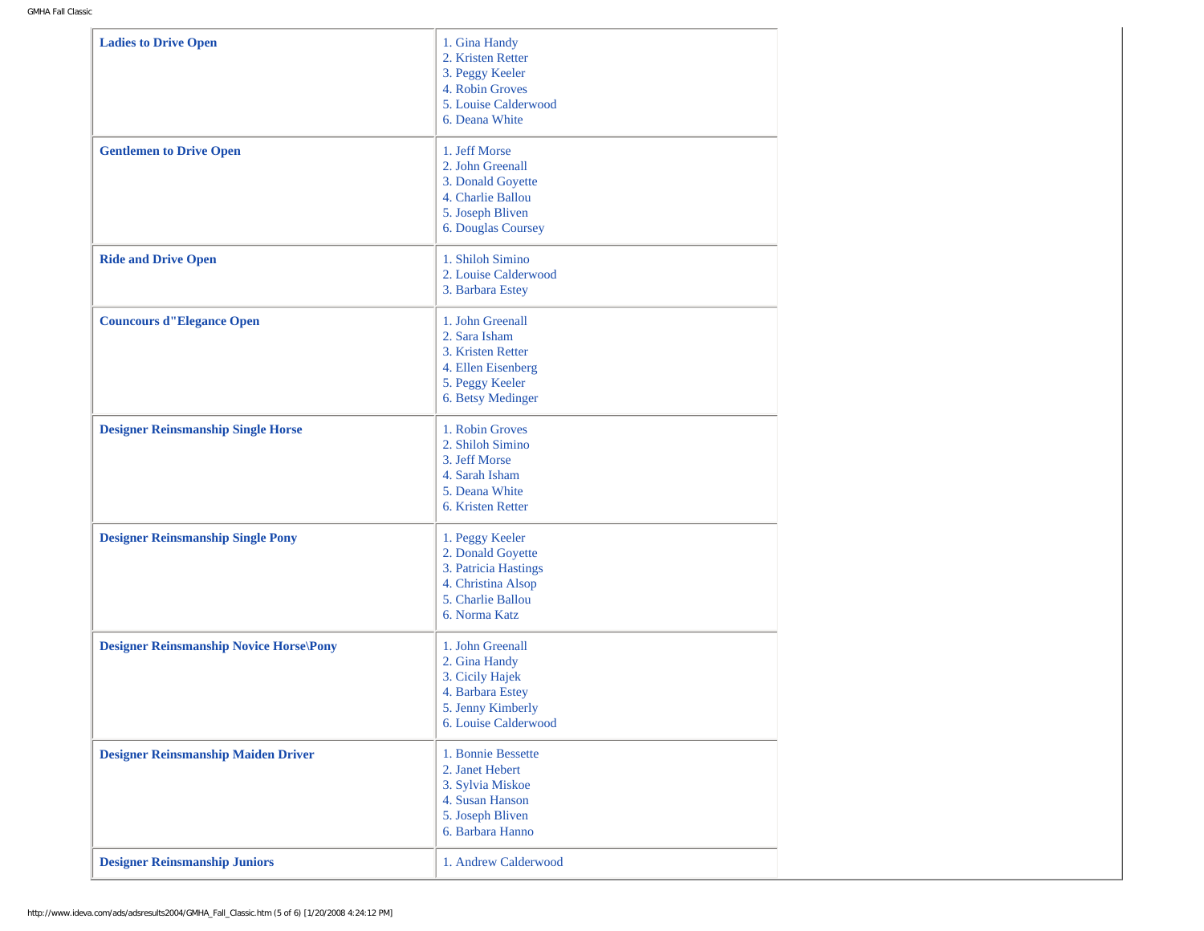| Class | Results |
|---|---|
| **Ladies to Drive Open** | 1. Gina Handy<br>2. Kristen Retter<br>3. Peggy Keeler<br>4. Robin Groves<br>5. Louise Calderwood<br>6. Deana White |
| **Gentlemen to Drive Open** | 1. Jeff Morse<br>2. John Greenall<br>3. Donald Goyette<br>4. Charlie Ballou<br>5. Joseph Bliven<br>6. Douglas Coursey |
| **Ride and Drive Open** | 1. Shiloh Simino<br>2. Louise Calderwood<br>3. Barbara Estey |
| **Councours d"Elegance Open** | 1. John Greenall<br>2. Sara Isham<br>3. Kristen Retter<br>4. Ellen Eisenberg<br>5. Peggy Keeler<br>6. Betsy Medinger |
| **Designer Reinsmanship Single Horse** | 1. Robin Groves<br>2. Shiloh Simino<br>3. Jeff Morse<br>4. Sarah Isham<br>5. Deana White<br>6. Kristen Retter |
| **Designer Reinsmanship Single Pony** | 1. Peggy Keeler<br>2. Donald Goyette<br>3. Patricia Hastings<br>4. Christina Alsop<br>5. Charlie Ballou<br>6. Norma Katz |
| **Designer Reinsmanship Novice Horse\Pony** | 1. John Greenall<br>2. Gina Handy<br>3. Cicily Hajek<br>4. Barbara Estey<br>5. Jenny Kimberly<br>6. Louise Calderwood |
| **Designer Reinsmanship Maiden Driver** | 1. Bonnie Bessette<br>2. Janet Hebert<br>3. Sylvia Miskoe<br>4. Susan Hanson<br>5. Joseph Bliven<br>6. Barbara Hanno |
| **Designer Reinsmanship Juniors** | 1. Andrew Calderwood |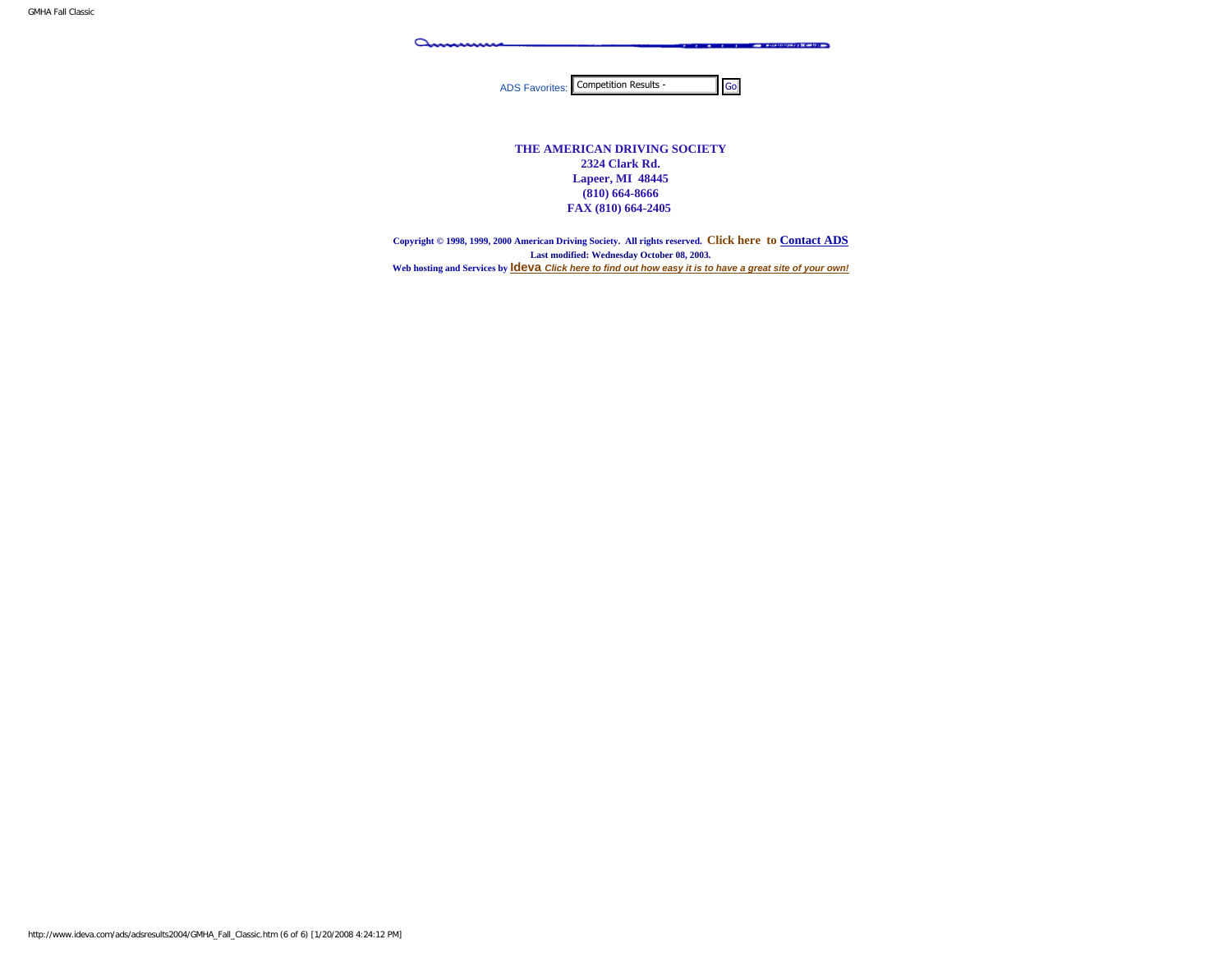ADS Favorites: Competition Results - Go

**THE AMERICAN DRIVING SOCIETY**
**2324 Clark Rd.**
**Lapeer, MI 48445**
**(810) 664-8666**
**FAX (810) 664-2405**

**Copyright © 1998, 1999, 2000 American Driving Society. All rights reserved. Click here to Contact ADS**
**Last modified: Wednesday October 08, 2003.**
**Web hosting and Services by Ideva *Click here to find out how easy it is to have a great site of your own!***